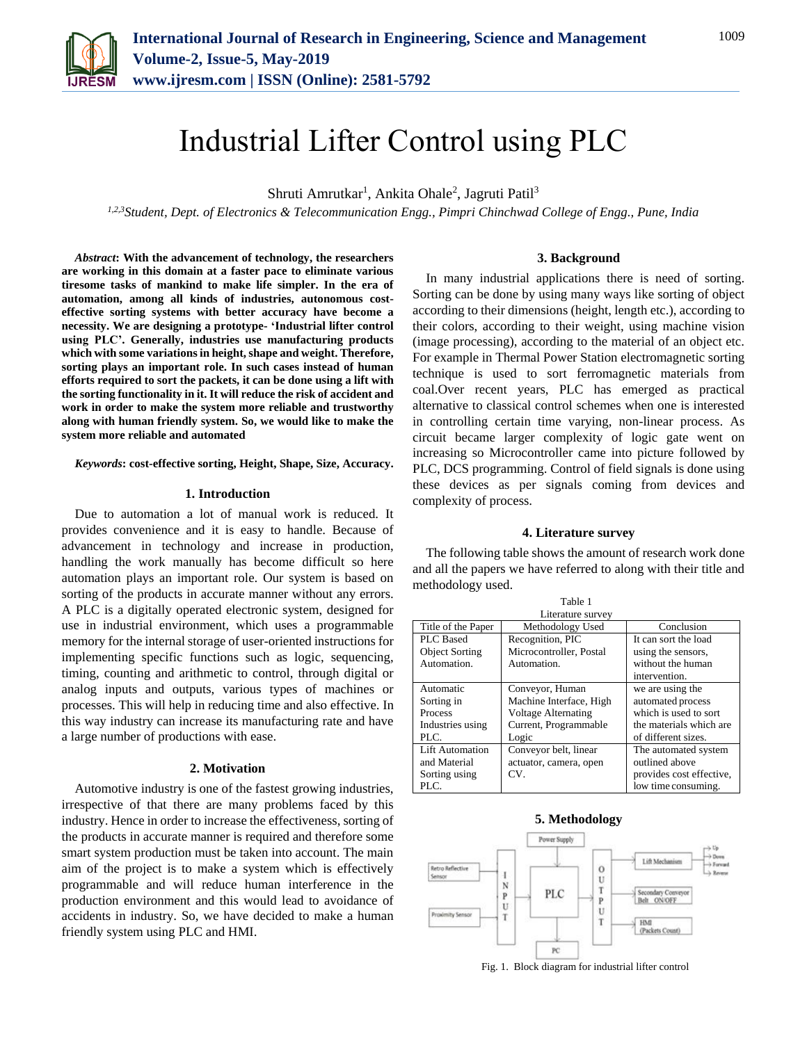# Industrial Lifter Control using PLC

Shruti Amrutkar[1], Ankita Ohale[2], Jagruti Patil[3]

[1,2,3]*Student, Dept. of Electronics & Telecommunication Engg., Pimpri Chinchwad College of Engg., Pune, India*

***Abstract*: With the advancement of technology, the researchers are working in this domain at a faster pace to eliminate various tiresome tasks of mankind to make life simpler. In the era of automation, among all kinds of industries, autonomous cost-effective sorting systems with better accuracy have become a necessity. We are designing a prototype- 'Industrial lifter control using PLC'. Generally, industries use manufacturing products which with some variations in height, shape and weight. Therefore, sorting plays an important role. In such cases instead of human efforts required to sort the packets, it can be done using a lift with the sorting functionality in it. It will reduce the risk of accident and work in order to make the system more reliable and trustworthy along with human friendly system. So, we would like to make the system more reliable and automated**

***Keywords*: cost-effective sorting, Height, Shape, Size, Accuracy.**

## 1. Introduction

Due to automation a lot of manual work is reduced. It provides convenience and it is easy to handle. Because of advancement in technology and increase in production, handling the work manually has become difficult so here automation plays an important role. Our system is based on sorting of the products in accurate manner without any errors. A PLC is a digitally operated electronic system, designed for use in industrial environment, which uses a programmable memory for the internal storage of user-oriented instructions for implementing specific functions such as logic, sequencing, timing, counting and arithmetic to control, through digital or analog inputs and outputs, various types of machines or processes. This will help in reducing time and also effective. In this way industry can increase its manufacturing rate and have a large number of productions with ease.

## 2. Motivation

Automotive industry is one of the fastest growing industries, irrespective of that there are many problems faced by this industry. Hence in order to increase the effectiveness, sorting of the products in accurate manner is required and therefore some smart system production must be taken into account. The main aim of the project is to make a system which is effectively programmable and will reduce human interference in the production environment and this would lead to avoidance of accidents in industry. So, we have decided to make a human friendly system using PLC and HMI.

## 3. Background

In many industrial applications there is need of sorting. Sorting can be done by using many ways like sorting of object according to their dimensions (height, length etc.), according to their colors, according to their weight, using machine vision (image processing), according to the material of an object etc. For example in Thermal Power Station electromagnetic sorting technique is used to sort ferromagnetic materials from coal.Over recent years, PLC has emerged as practical alternative to classical control schemes when one is interested in controlling certain time varying, non-linear process. As circuit became larger complexity of logic gate went on increasing so Microcontroller came into picture followed by PLC, DCS programming. Control of field signals is done using these devices as per signals coming from devices and complexity of process.

## 4. Literature survey

The following table shows the amount of research work done and all the papers we have referred to along with their title and methodology used.

Table 1
Literature survey

| Title of the Paper | Methodology Used | Conclusion |
|---|---|---|
| PLC Based Object Sorting Automation. | Recognition, PIC Microcontroller, Postal Automation. | It can sort the load using the sensors, without the human intervention. |
| Automatic Sorting in Process Industries using PLC. | Conveyor, Human Machine Interface, High Voltage Alternating Current, Programmable Logic | we are using the automated process which is used to sort the materials which are of different sizes. |
| Lift Automation and Material Sorting using PLC. | Conveyor belt, linear actuator, camera, open CV. | The automated system outlined above provides cost effective, low time consuming. |

## 5. Methodology

Fig. 1. Block diagram for industrial lifter control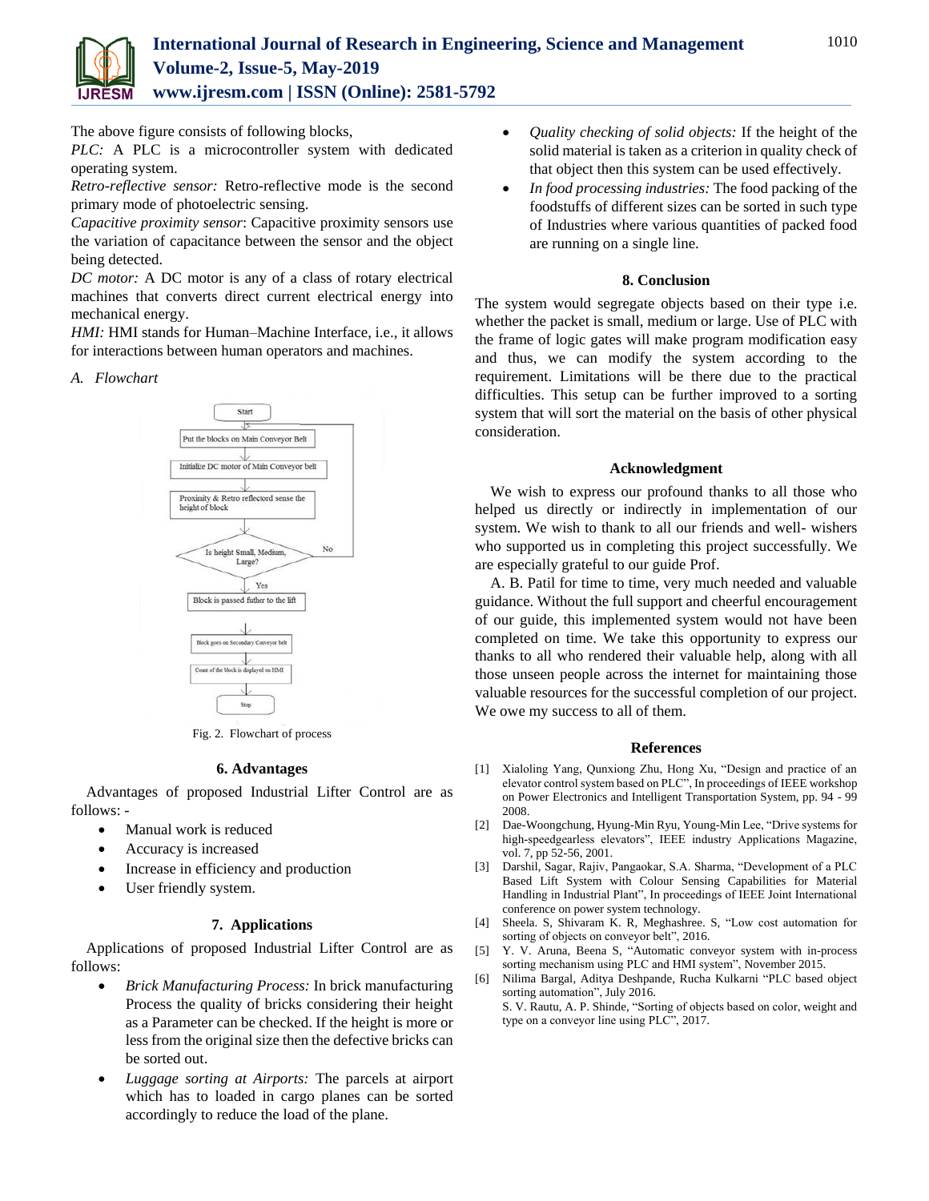The above figure consists of following blocks,

*PLC:* A PLC is a microcontroller system with dedicated operating system.

*Retro-reflective sensor:* Retro-reflective mode is the second primary mode of photoelectric sensing.

*Capacitive proximity sensor*: Capacitive proximity sensors use the variation of capacitance between the sensor and the object being detected.

*DC motor:* A DC motor is any of a class of rotary electrical machines that converts direct current electrical energy into mechanical energy.

*HMI:* HMI stands for Human–Machine Interface, i.e., it allows for interactions between human operators and machines.

### A. Flowchart

Start

Put the blocks on Main Conveyor Belt

Initialize DC motor of Main Conveyor belt

Proximity & Retro reflectord sense the height of block

Is height Small, Medium, Large?

No

Yes

Block is passed futher to the lift

Block goes on Secondary Conveyor belt

Count of the block is displayed on HMI

Stop

Fig. 2. Flowchart of process

## 6. Advantages

Advantages of proposed Industrial Lifter Control are as follows: -

- Manual work is reduced
- Accuracy is increased
- Increase in efficiency and production
- User friendly system.

## 7. Applications

Applications of proposed Industrial Lifter Control are as follows:

- *Brick Manufacturing Process:* In brick manufacturing Process the quality of bricks considering their height as a Parameter can be checked. If the height is more or less from the original size then the defective bricks can be sorted out.
- *Luggage sorting at Airports:* The parcels at airport which has to loaded in cargo planes can be sorted accordingly to reduce the load of the plane.
- *Quality checking of solid objects:* If the height of the solid material is taken as a criterion in quality check of that object then this system can be used effectively.
- *In food processing industries:* The food packing of the foodstuffs of different sizes can be sorted in such type of Industries where various quantities of packed food are running on a single line.

## 8. Conclusion

The system would segregate objects based on their type i.e. whether the packet is small, medium or large. Use of PLC with the frame of logic gates will make program modification easy and thus, we can modify the system according to the requirement. Limitations will be there due to the practical difficulties. This setup can be further improved to a sorting system that will sort the material on the basis of other physical consideration.

## Acknowledgment

We wish to express our profound thanks to all those who helped us directly or indirectly in implementation of our system. We wish to thank to all our friends and well- wishers who supported us in completing this project successfully. We are especially grateful to our guide Prof.

A. B. Patil for time to time, very much needed and valuable guidance. Without the full support and cheerful encouragement of our guide, this implemented system would not have been completed on time. We take this opportunity to express our thanks to all who rendered their valuable help, along with all those unseen people across the internet for maintaining those valuable resources for the successful completion of our project. We owe my success to all of them.

## References

[1] Xialoling Yang, Qunxiong Zhu, Hong Xu, "Design and practice of an elevator control system based on PLC", In proceedings of IEEE workshop on Power Electronics and Intelligent Transportation System, pp. 94 - 99 2008.

[2] Dae-Woongchung, Hyung-Min Ryu, Young-Min Lee, "Drive systems for high-speedgearless elevators", IEEE industry Applications Magazine, vol. 7, pp 52-56, 2001.

[3] Darshil, Sagar, Rajiv, Pangaokar, S.A. Sharma, "Development of a PLC Based Lift System with Colour Sensing Capabilities for Material Handling in Industrial Plant", In proceedings of IEEE Joint International conference on power system technology.

[4] Sheela. S, Shivaram K. R, Meghashree. S, "Low cost automation for sorting of objects on conveyor belt", 2016.

[5] Y. V. Aruna, Beena S, "Automatic conveyor system with in-process sorting mechanism using PLC and HMI system", November 2015.

[6] Nilima Bargal, Aditya Deshpande, Rucha Kulkarni "PLC based object sorting automation", July 2016.
S. V. Rautu, A. P. Shinde, "Sorting of objects based on color, weight and type on a conveyor line using PLC", 2017.